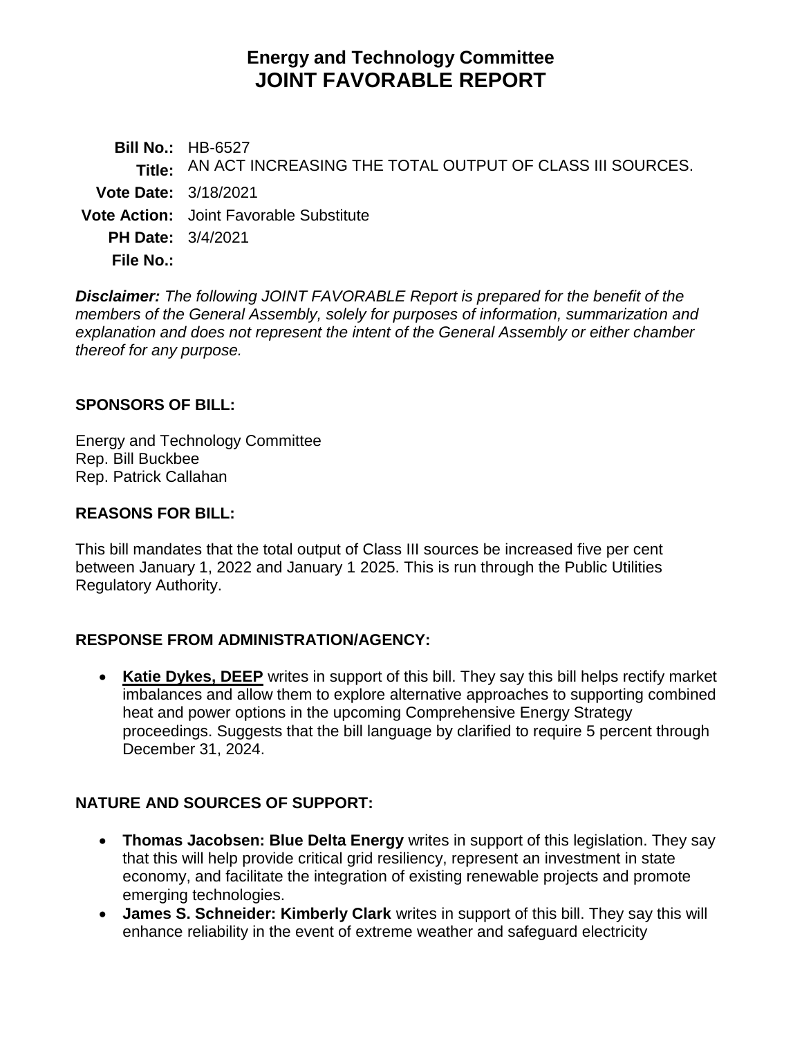# Energy and Technology Committee
# JOINT FAVORABLE REPORT

**Bill No.:** HB-6527

**Title:** AN ACT INCREASING THE TOTAL OUTPUT OF CLASS III SOURCES.

**Vote Date:** 3/18/2021

**Vote Action:** Joint Favorable Substitute

**PH Date:** 3/4/2021

**File No.:**

***Disclaimer:*** *The following JOINT FAVORABLE Report is prepared for the benefit of the members of the General Assembly, solely for purposes of information, summarization and explanation and does not represent the intent of the General Assembly or either chamber thereof for any purpose.*

## SPONSORS OF BILL:

Energy and Technology Committee
Rep. Bill Buckbee
Rep. Patrick Callahan

## REASONS FOR BILL:

This bill mandates that the total output of Class III sources be increased five per cent between January 1, 2022 and January 1 2025. This is run through the Public Utilities Regulatory Authority.

## RESPONSE FROM ADMINISTRATION/AGENCY:

- **Katie Dykes, DEEP** writes in support of this bill. They say this bill helps rectify market imbalances and allow them to explore alternative approaches to supporting combined heat and power options in the upcoming Comprehensive Energy Strategy proceedings. Suggests that the bill language by clarified to require 5 percent through December 31, 2024.

## NATURE AND SOURCES OF SUPPORT:

- **Thomas Jacobsen: Blue Delta Energy** writes in support of this legislation. They say that this will help provide critical grid resiliency, represent an investment in state economy, and facilitate the integration of existing renewable projects and promote emerging technologies.
- **James S. Schneider: Kimberly Clark** writes in support of this bill. They say this will enhance reliability in the event of extreme weather and safeguard electricity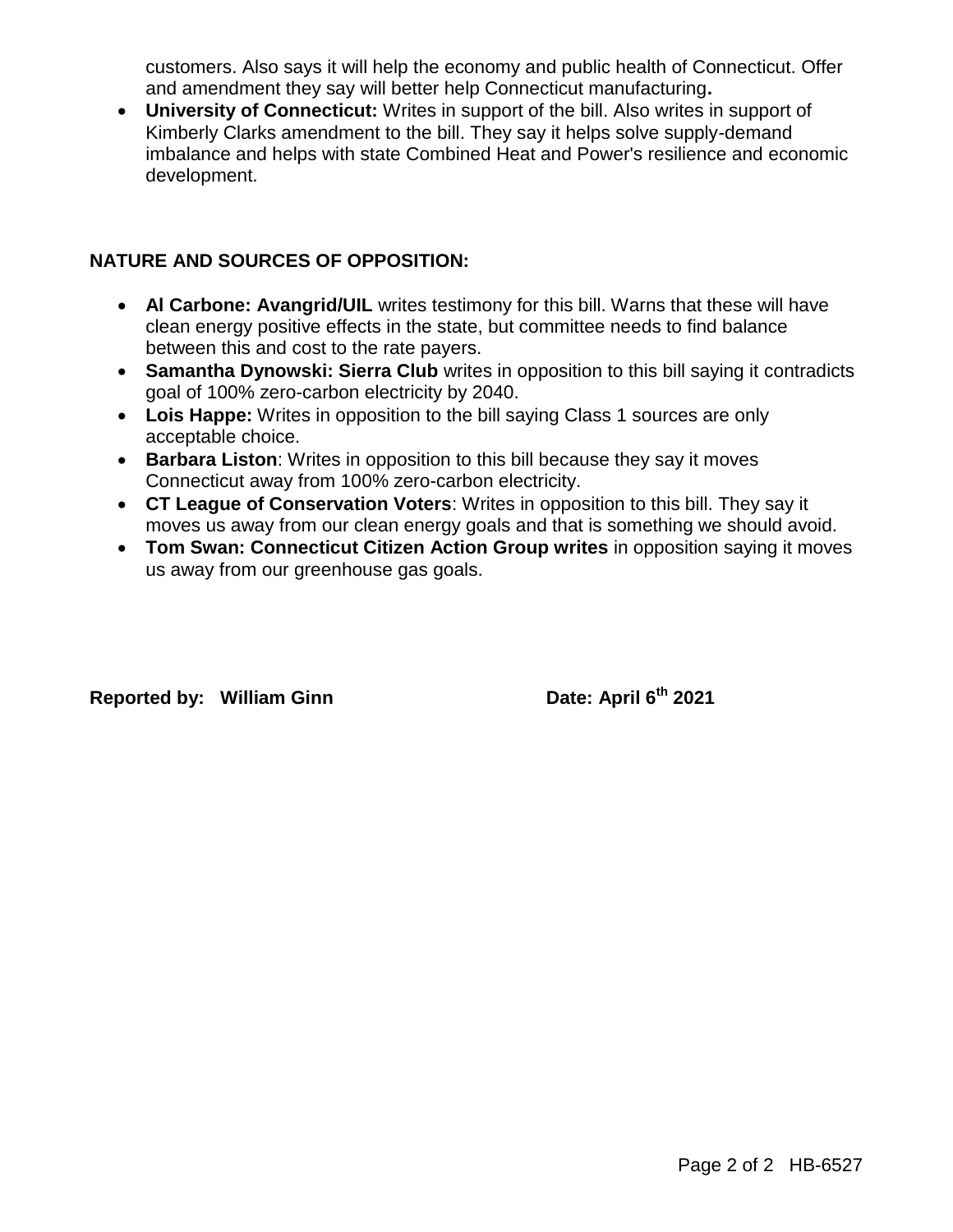customers. Also says it will help the economy and public health of Connecticut. Offer and amendment they say will better help Connecticut manufacturing**.**

- **University of Connecticut:** Writes in support of the bill. Also writes in support of Kimberly Clarks amendment to the bill. They say it helps solve supply-demand imbalance and helps with state Combined Heat and Power's resilience and economic development.

**NATURE AND SOURCES OF OPPOSITION:**

- **Al Carbone: Avangrid/UIL** writes testimony for this bill. Warns that these will have clean energy positive effects in the state, but committee needs to find balance between this and cost to the rate payers.
- **Samantha Dynowski: Sierra Club** writes in opposition to this bill saying it contradicts goal of 100% zero-carbon electricity by 2040.
- **Lois Happe:** Writes in opposition to the bill saying Class 1 sources are only acceptable choice.
- **Barbara Liston**: Writes in opposition to this bill because they say it moves Connecticut away from 100% zero-carbon electricity.
- **CT League of Conservation Voters**: Writes in opposition to this bill. They say it moves us away from our clean energy goals and that is something we should avoid.
- **Tom Swan: Connecticut Citizen Action Group writes** in opposition saying it moves us away from our greenhouse gas goals.

**Reported by: William Ginn** **Date: April 6th 2021**